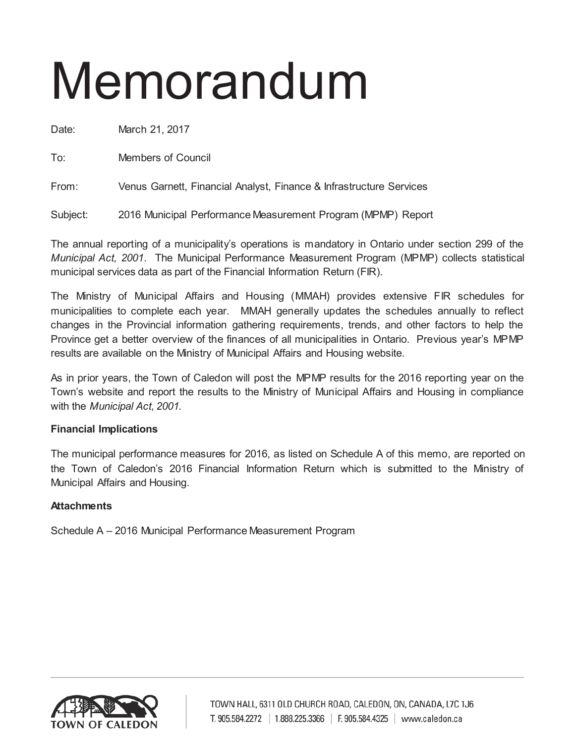# Memorandum

Date: March 21, 2017

To: Members of Council

From: Venus Garnett, Financial Analyst, Finance & Infrastructure Services

Subject: 2016 Municipal Performance Measurement Program (MPMP) Report

The annual reporting of a municipality's operations is mandatory in Ontario under section 299 of the *Municipal Act, 2001*. The Municipal Performance Measurement Program (MPMP) collects statistical municipal services data as part of the Financial Information Return (FIR).

The Ministry of Municipal Affairs and Housing (MMAH) provides extensive FIR schedules for municipalities to complete each year. MMAH generally updates the schedules annually to reflect changes in the Provincial information gathering requirements, trends, and other factors to help the Province get a better overview of the finances of all municipalities in Ontario. Previous year's MPMP results are available on the Ministry of Municipal Affairs and Housing website.

As in prior years, the Town of Caledon will post the MPMP results for the 2016 reporting year on the Town's website and report the results to the Ministry of Municipal Affairs and Housing in compliance with the *Municipal Act, 2001.*

**Financial Implications**

The municipal performance measures for 2016, as listed on Schedule A of this memo, are reported on the Town of Caledon's 2016 Financial Information Return which is submitted to the Ministry of Municipal Affairs and Housing.

**Attachments**

Schedule A – 2016 Municipal Performance Measurement Program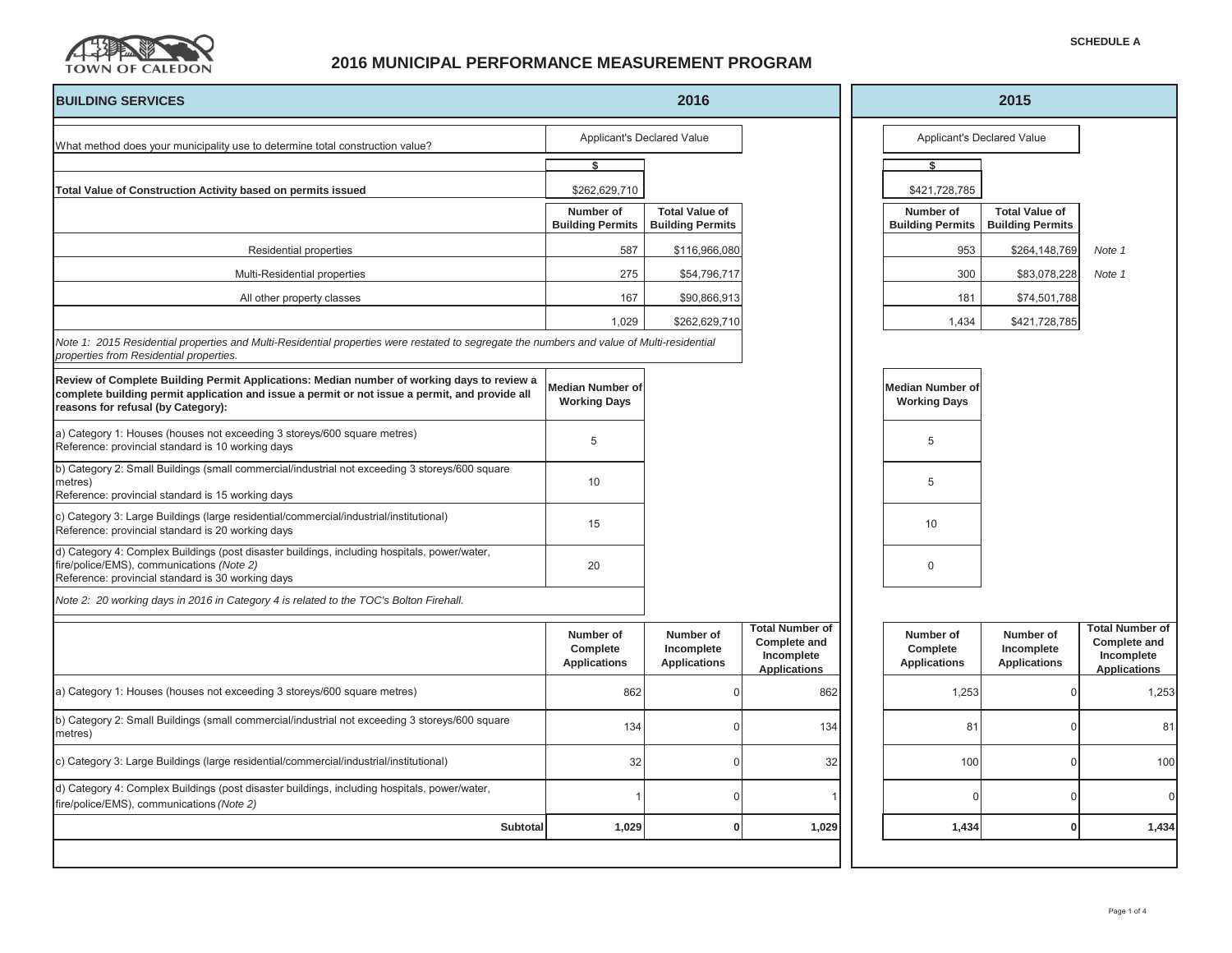SCHEDULE A

TOWN OF CALEDON

# 2016 MUNICIPAL PERFORMANCE MEASUREMENT PROGRAM

| BUILDING SERVICES | 2016 | | | 2015 | | |
|---|---|---|---|---|---|---|
| What method does your municipality use to determine total construction value? | Applicant's Declared Value | | | Applicant's Declared Value | | |
| | $ | | | $ | | |
| **Total Value of Construction Activity based on permits issued** | $262,629,710 | | | $421,728,785 | | |
| | **Number of Building Permits** | **Total Value of Building Permits** | | **Number of Building Permits** | **Total Value of Building Permits** | |
| Residential properties | 587 | $116,966,080 | | 953 | $264,148,769 | *Note 1* |
| Multi-Residential properties | 275 | $54,796,717 | | 300 | $83,078,228 | *Note 1* |
| All other property classes | 167 | $90,866,913 | | 181 | $74,501,788 | |
| | 1,029 | $262,629,710 | | 1,434 | $421,728,785 | |

*Note 1: 2015 Residential properties and Multi-Residential properties were restated to segregate the numbers and value of Multi-residential properties from Residential properties.*

| **Review of Complete Building Permit Applications: Median number of working days to review a complete building permit application and issue a permit or not issue a permit, and provide all reasons for refusal (by Category):** | **Median Number of Working Days** (2016) | **Median Number of Working Days** (2015) |
|---|---|---|
| a) Category 1: Houses (houses not exceeding 3 storeys/600 square metres)<br>Reference: provincial standard is 10 working days | 5 | 5 |
| b) Category 2: Small Buildings (small commercial/industrial not exceeding 3 storeys/600 square metres)<br>Reference: provincial standard is 15 working days | 10 | 5 |
| c) Category 3: Large Buildings (large residential/commercial/industrial/institutional)<br>Reference: provincial standard is 20 working days | 15 | 10 |
| d) Category 4: Complex Buildings (post disaster buildings, including hospitals, power/water, fire/police/EMS), communications *(Note 2)*<br>Reference: provincial standard is 30 working days | 20 | 0 |

*Note 2: 20 working days in 2016 in Category 4 is related to the TOC's Bolton Firehall.*

| | 2016 | | | 2015 | | |
|---|---|---|---|---|---|---|
| | **Number of Complete Applications** | **Number of Incomplete Applications** | **Total Number of Complete and Incomplete Applications** | **Number of Complete Applications** | **Number of Incomplete Applications** | **Total Number of Complete and Incomplete Applications** |
| a) Category 1: Houses (houses not exceeding 3 storeys/600 square metres) | 862 | 0 | 862 | 1,253 | 0 | 1,253 |
| b) Category 2: Small Buildings (small commercial/industrial not exceeding 3 storeys/600 square metres) | 134 | 0 | 134 | 81 | 0 | 81 |
| c) Category 3: Large Buildings (large residential/commercial/industrial/institutional) | 32 | 0 | 32 | 100 | 0 | 100 |
| d) Category 4: Complex Buildings (post disaster buildings, including hospitals, power/water, fire/police/EMS), communications *(Note 2)* | 1 | 0 | 1 | 0 | 0 | 0 |
| **Subtotal** | **1,029** | **0** | **1,029** | **1,434** | **0** | **1,434** |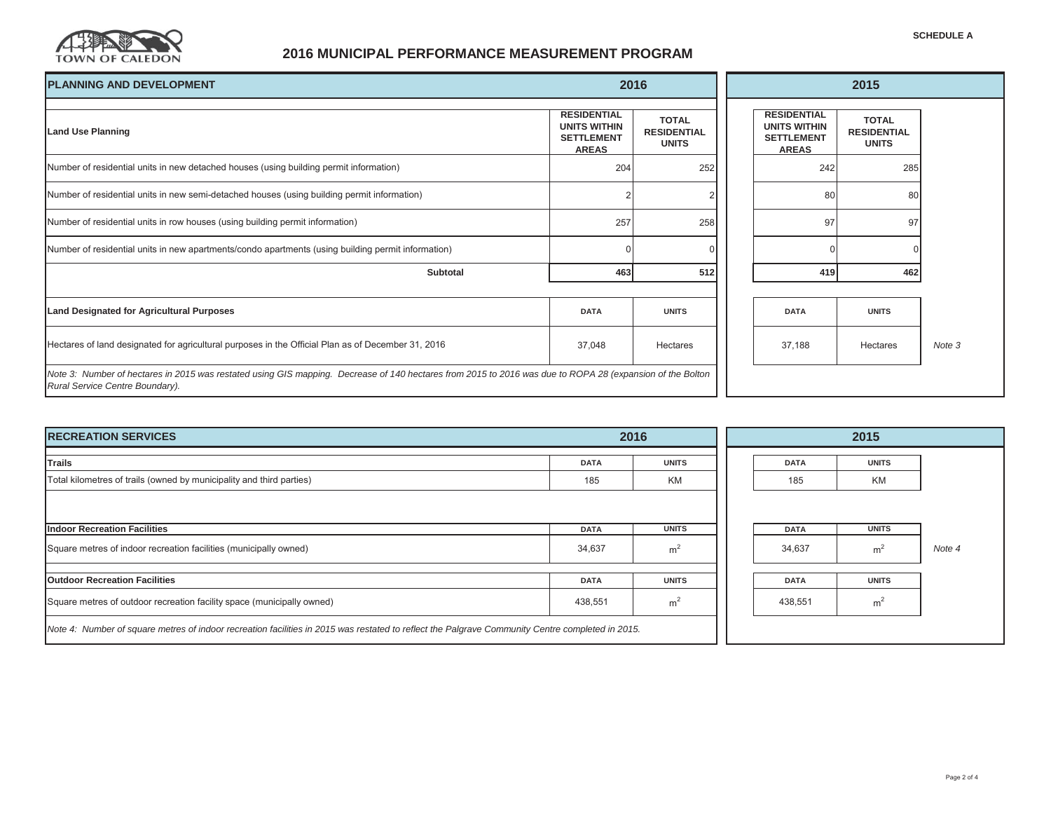SCHEDULE A

# 2016 MUNICIPAL PERFORMANCE MEASUREMENT PROGRAM

## PLANNING AND DEVELOPMENT

| Land Use Planning | 2016 RESIDENTIAL UNITS WITHIN SETTLEMENT AREAS | 2016 TOTAL RESIDENTIAL UNITS | 2015 RESIDENTIAL UNITS WITHIN SETTLEMENT AREAS | 2015 TOTAL RESIDENTIAL UNITS |
|---|---|---|---|---|
| Number of residential units in new detached houses (using building permit information) | 204 | 252 | 242 | 285 |
| Number of residential units in new semi-detached houses (using building permit information) | 2 | 2 | 80 | 80 |
| Number of residential units in row houses (using building permit information) | 257 | 258 | 97 | 97 |
| Number of residential units in new apartments/condo apartments (using building permit information) | 0 | 0 | 0 | 0 |
| **Subtotal** | **463** | **512** | **419** | **462** |

| Land Designated for Agricultural Purposes | 2016 DATA | 2016 UNITS | 2015 DATA | 2015 UNITS | |
|---|---|---|---|---|---|
| Hectares of land designated for agricultural purposes in the Official Plan as of December 31, 2016 | 37,048 | Hectares | 37,188 | Hectares | *Note 3* |

*Note 3: Number of hectares in 2015 was restated using GIS mapping. Decrease of 140 hectares from 2015 to 2016 was due to ROPA 28 (expansion of the Bolton Rural Service Centre Boundary).*

## RECREATION SERVICES

| Trails | 2016 DATA | 2016 UNITS | 2015 DATA | 2015 UNITS | |
|---|---|---|---|---|---|
| Total kilometres of trails (owned by municipality and third parties) | 185 | KM | 185 | KM | |

| Indoor Recreation Facilities | 2016 DATA | 2016 UNITS | 2015 DATA | 2015 UNITS | |
|---|---|---|---|---|---|
| Square metres of indoor recreation facilities (municipally owned) | 34,637 | $m^2$ | 34,637 | $m^2$ | *Note 4* |

| Outdoor Recreation Facilities | 2016 DATA | 2016 UNITS | 2015 DATA | 2015 UNITS | |
|---|---|---|---|---|---|
| Square metres of outdoor recreation facility space (municipally owned) | 438,551 | $m^2$ | 438,551 | $m^2$ | |

*Note 4: Number of square metres of indoor recreation facilities in 2015 was restated to reflect the Palgrave Community Centre completed in 2015.*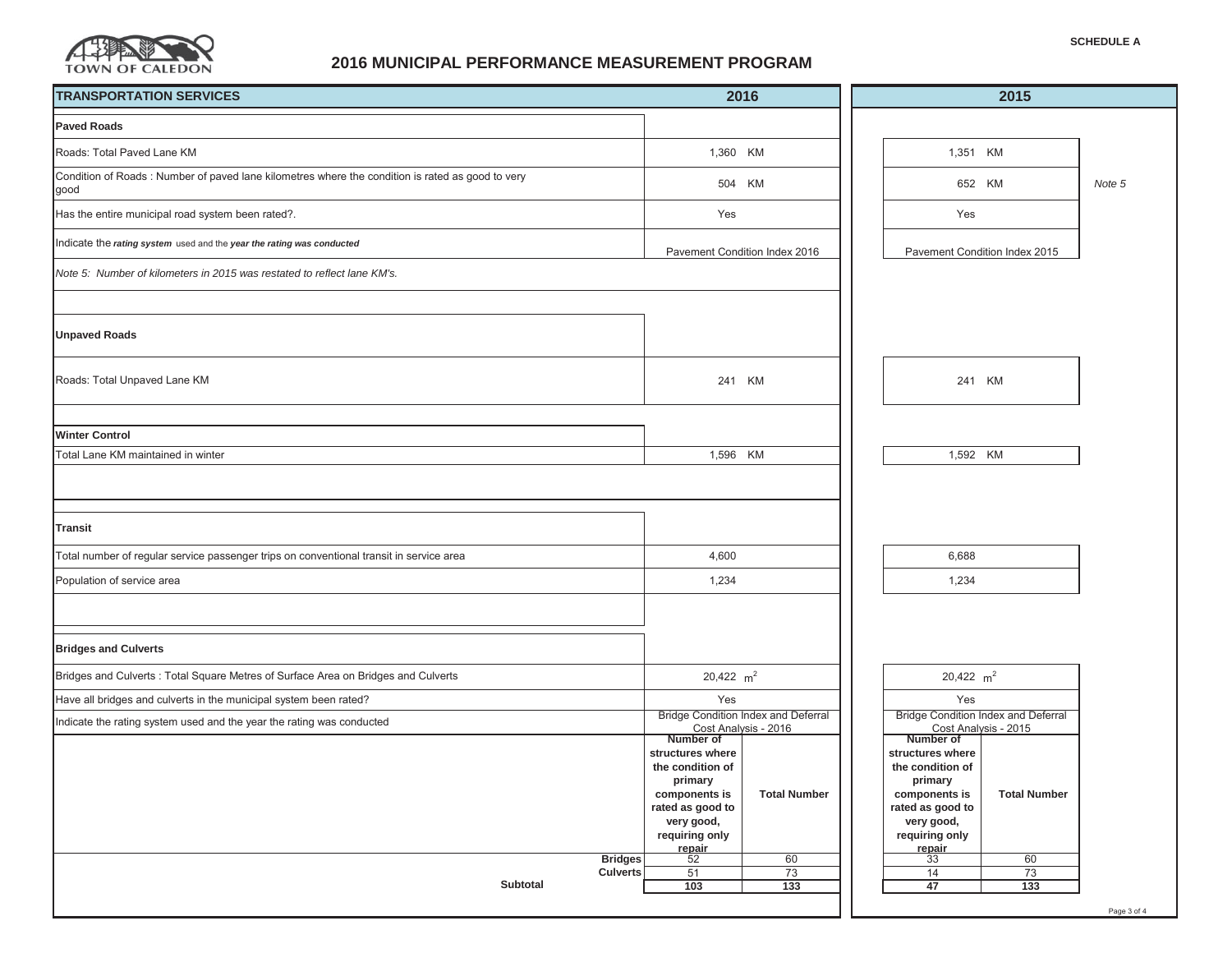SCHEDULE A

TOWN OF CALEDON

# 2016 MUNICIPAL PERFORMANCE MEASUREMENT PROGRAM

| TRANSPORTATION SERVICES | 2016 | | 2015 | | |
|---|---|---|---|---|---|
| **Paved Roads** | | | | | |
| Roads: Total Paved Lane KM | 1,360 KM | | 1,351 KM | | |
| Condition of Roads : Number of paved lane kilometres where the condition is rated as good to very good | 504 KM | | 652 KM | | *Note 5* |
| Has the entire municipal road system been rated?. | Yes | | Yes | | |
| Indicate the ***rating system*** used and the ***year the rating was conducted*** | Pavement Condition Index 2016 | | Pavement Condition Index 2015 | | |
| *Note 5: Number of kilometers in 2015 was restated to reflect lane KM's.* | | | | | |
| **Unpaved Roads** | | | | | |
| Roads: Total Unpaved Lane KM | 241 KM | | 241 KM | | |
| **Winter Control** | | | | | |
| Total Lane KM maintained in winter | 1,596 KM | | 1,592 KM | | |
| **Transit** | | | | | |
| Total number of regular service passenger trips on conventional transit in service area | 4,600 | | 6,688 | | |
| Population of service area | 1,234 | | 1,234 | | |
| **Bridges and Culverts** | | | | | |
| Bridges and Culverts : Total Square Metres of Surface Area on Bridges and Culverts | 20,422 $m^2$ | | 20,422 $m^2$ | | |
| Have all bridges and culverts in the municipal system been rated? | Yes | | Yes | | |
| Indicate the rating system used and the year the rating was conducted | Bridge Condition Index and Deferral Cost Analysis - 2016 | | Bridge Condition Index and Deferral Cost Analysis - 2015 | | |
| | **Number of structures where the condition of primary components is rated as good to very good, requiring only repair** | **Total Number** | **Number of structures where the condition of primary components is rated as good to very good, requiring only repair** | **Total Number** | |
| **Bridges** | 52 | 60 | 33 | 60 | |
| **Culverts** | 51 | 73 | 14 | 73 | |
| **Subtotal** | **103** | **133** | **47** | **133** | |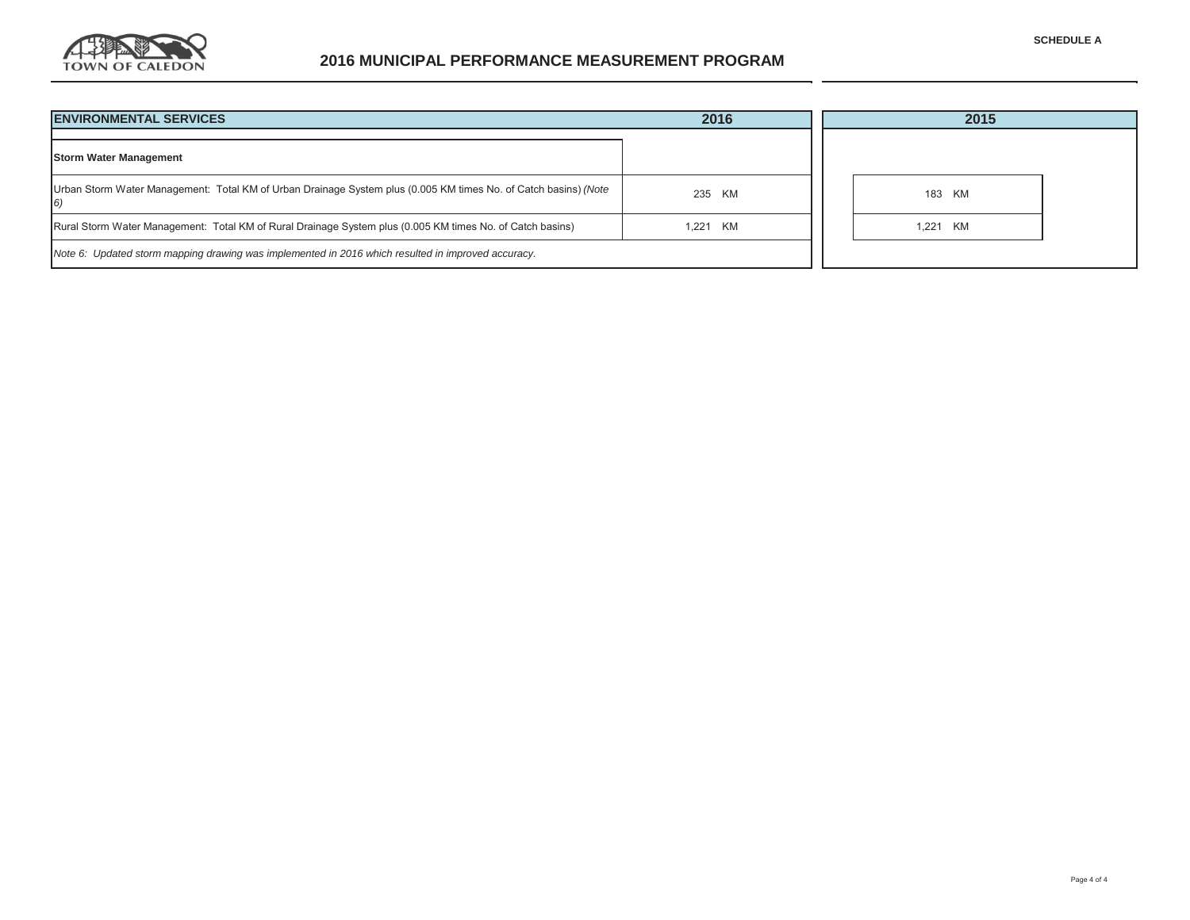| ENVIRONMENTAL SERVICES | 2016 | 2015 |
|---|---|---|
| **Storm Water Management** | | |
| Urban Storm Water Management: Total KM of Urban Drainage System plus (0.005 KM times No. of Catch basins) *(Note 6)* | 235 KM | 183 KM |
| Rural Storm Water Management: Total KM of Rural Drainage System plus (0.005 KM times No. of Catch basins) | 1,221 KM | 1,221 KM |
| *Note 6: Updated storm mapping drawing was implemented in 2016 which resulted in improved accuracy.* | | |